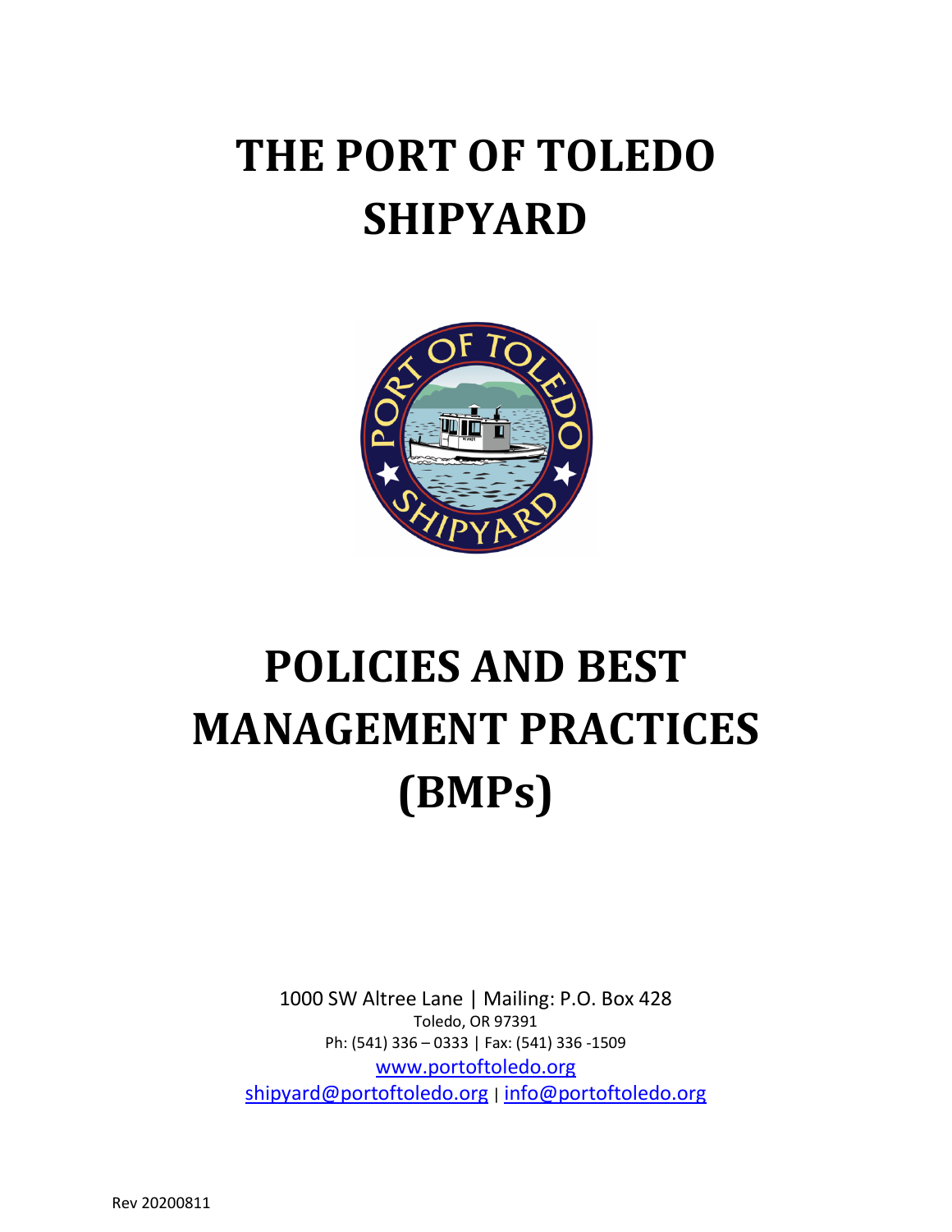# THE PORT OF TOLEDO SHIPYARD

# POLICIES AND BEST MANAGEMENT PRACTICES (BMPs)

1000 SW Altree Lane | Mailing: P.O. Box 428
Toledo, OR 97391
Ph: (541) 336 – 0333 | Fax: (541) 336 -1509
www.portoftoledo.org
shipyard@portoftoledo.org | info@portoftoledo.org

Rev 20200811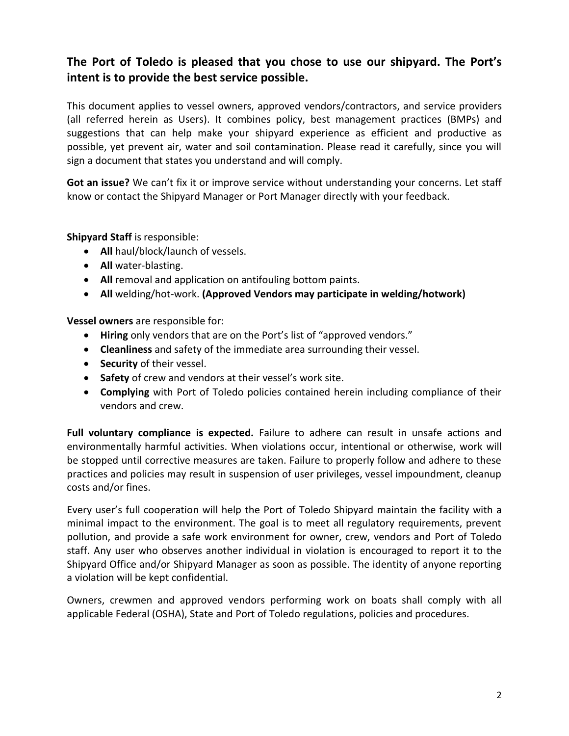## The Port of Toledo is pleased that you chose to use our shipyard. The Port's intent is to provide the best service possible.

This document applies to vessel owners, approved vendors/contractors, and service providers (all referred herein as Users). It combines policy, best management practices (BMPs) and suggestions that can help make your shipyard experience as efficient and productive as possible, yet prevent air, water and soil contamination. Please read it carefully, since you will sign a document that states you understand and will comply.

**Got an issue?** We can't fix it or improve service without understanding your concerns. Let staff know or contact the Shipyard Manager or Port Manager directly with your feedback.

**Shipyard Staff** is responsible:

- **All** haul/block/launch of vessels.
- **All** water-blasting.
- **All** removal and application on antifouling bottom paints.
- **All** welding/hot-work. **(Approved Vendors may participate in welding/hotwork)**

**Vessel owners** are responsible for:

- **Hiring** only vendors that are on the Port's list of "approved vendors."
- **Cleanliness** and safety of the immediate area surrounding their vessel.
- **Security** of their vessel.
- **Safety** of crew and vendors at their vessel's work site.
- **Complying** with Port of Toledo policies contained herein including compliance of their vendors and crew.

**Full voluntary compliance is expected.** Failure to adhere can result in unsafe actions and environmentally harmful activities. When violations occur, intentional or otherwise, work will be stopped until corrective measures are taken. Failure to properly follow and adhere to these practices and policies may result in suspension of user privileges, vessel impoundment, cleanup costs and/or fines.

Every user's full cooperation will help the Port of Toledo Shipyard maintain the facility with a minimal impact to the environment. The goal is to meet all regulatory requirements, prevent pollution, and provide a safe work environment for owner, crew, vendors and Port of Toledo staff. Any user who observes another individual in violation is encouraged to report it to the Shipyard Office and/or Shipyard Manager as soon as possible. The identity of anyone reporting a violation will be kept confidential.

Owners, crewmen and approved vendors performing work on boats shall comply with all applicable Federal (OSHA), State and Port of Toledo regulations, policies and procedures.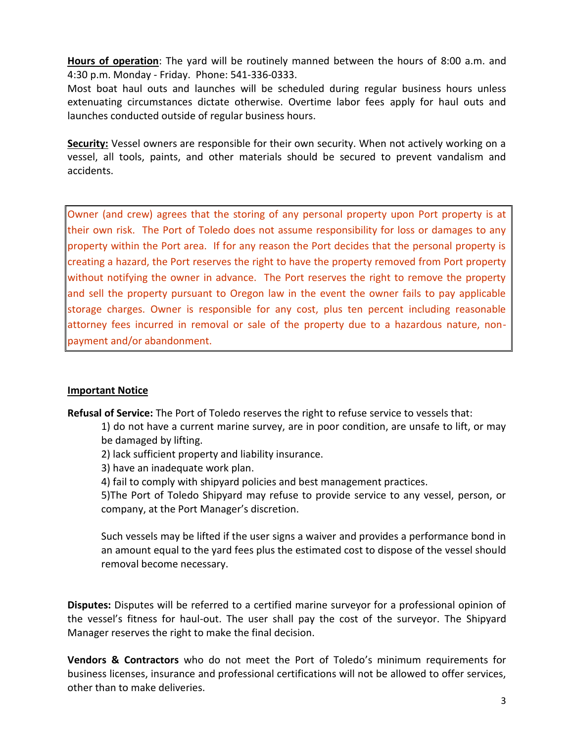**Hours of operation**: The yard will be routinely manned between the hours of 8:00 a.m. and 4:30 p.m. Monday - Friday. Phone: 541-336-0333.
Most boat haul outs and launches will be scheduled during regular business hours unless extenuating circumstances dictate otherwise. Overtime labor fees apply for haul outs and launches conducted outside of regular business hours.

**Security:** Vessel owners are responsible for their own security. When not actively working on a vessel, all tools, paints, and other materials should be secured to prevent vandalism and accidents.

Owner (and crew) agrees that the storing of any personal property upon Port property is at their own risk. The Port of Toledo does not assume responsibility for loss or damages to any property within the Port area. If for any reason the Port decides that the personal property is creating a hazard, the Port reserves the right to have the property removed from Port property without notifying the owner in advance. The Port reserves the right to remove the property and sell the property pursuant to Oregon law in the event the owner fails to pay applicable storage charges. Owner is responsible for any cost, plus ten percent including reasonable attorney fees incurred in removal or sale of the property due to a hazardous nature, non-payment and/or abandonment.

**Important Notice**

**Refusal of Service:** The Port of Toledo reserves the right to refuse service to vessels that:

1) do not have a current marine survey, are in poor condition, are unsafe to lift, or may be damaged by lifting.
2) lack sufficient property and liability insurance.
3) have an inadequate work plan.
4) fail to comply with shipyard policies and best management practices.
5)The Port of Toledo Shipyard may refuse to provide service to any vessel, person, or company, at the Port Manager's discretion.

Such vessels may be lifted if the user signs a waiver and provides a performance bond in an amount equal to the yard fees plus the estimated cost to dispose of the vessel should removal become necessary.

**Disputes:** Disputes will be referred to a certified marine surveyor for a professional opinion of the vessel's fitness for haul-out. The user shall pay the cost of the surveyor. The Shipyard Manager reserves the right to make the final decision.

**Vendors & Contractors** who do not meet the Port of Toledo's minimum requirements for business licenses, insurance and professional certifications will not be allowed to offer services, other than to make deliveries.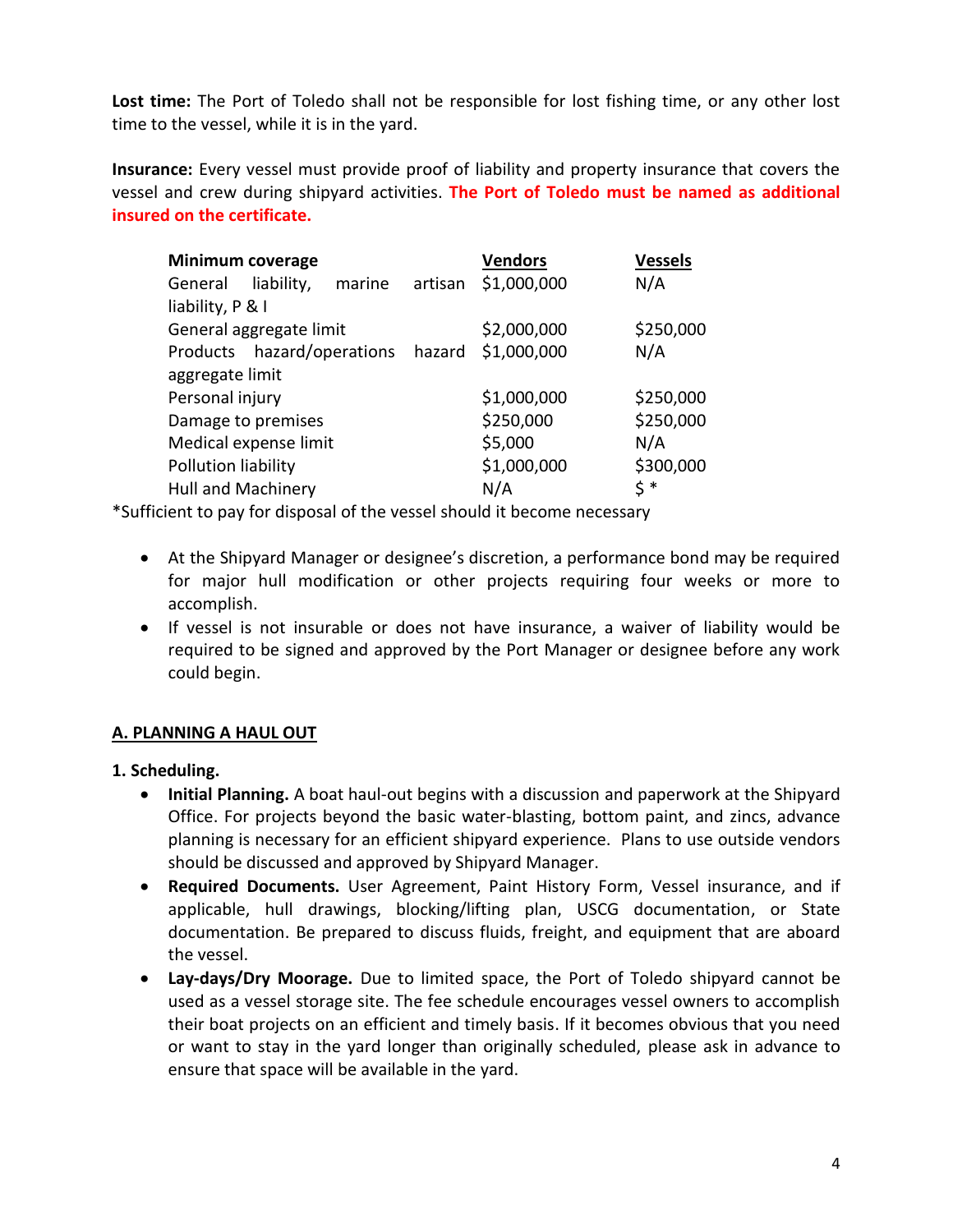**Lost time:** The Port of Toledo shall not be responsible for lost fishing time, or any other lost time to the vessel, while it is in the yard.

**Insurance:** Every vessel must provide proof of liability and property insurance that covers the vessel and crew during shipyard activities. **The Port of Toledo must be named as additional insured on the certificate.**

| **Minimum coverage** | **Vendors** | **Vessels** |
|---|---|---|
| General liability, marine artisan liability, P & I | $1,000,000 | N/A |
| General aggregate limit | $2,000,000 | $250,000 |
| Products hazard/operations hazard aggregate limit | $1,000,000 | N/A |
| Personal injury | $1,000,000 | $250,000 |
| Damage to premises | $250,000 | $250,000 |
| Medical expense limit | $5,000 | N/A |
| Pollution liability | $1,000,000 | $300,000 |
| Hull and Machinery | N/A | $ * |

*Sufficient to pay for disposal of the vessel should it become necessary

- At the Shipyard Manager or designee's discretion, a performance bond may be required for major hull modification or other projects requiring four weeks or more to accomplish.
- If vessel is not insurable or does not have insurance, a waiver of liability would be required to be signed and approved by the Port Manager or designee before any work could begin.

## A. PLANNING A HAUL OUT

### 1. Scheduling.

- **Initial Planning.** A boat haul-out begins with a discussion and paperwork at the Shipyard Office. For projects beyond the basic water-blasting, bottom paint, and zincs, advance planning is necessary for an efficient shipyard experience. Plans to use outside vendors should be discussed and approved by Shipyard Manager.
- **Required Documents.** User Agreement, Paint History Form, Vessel insurance, and if applicable, hull drawings, blocking/lifting plan, USCG documentation, or State documentation. Be prepared to discuss fluids, freight, and equipment that are aboard the vessel.
- **Lay-days/Dry Moorage.** Due to limited space, the Port of Toledo shipyard cannot be used as a vessel storage site. The fee schedule encourages vessel owners to accomplish their boat projects on an efficient and timely basis. If it becomes obvious that you need or want to stay in the yard longer than originally scheduled, please ask in advance to ensure that space will be available in the yard.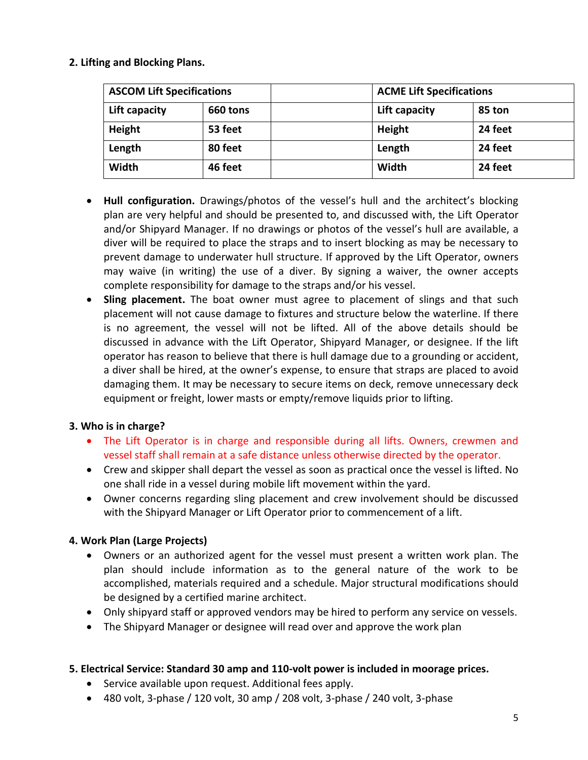## 2. Lifting and Blocking Plans.

| ASCOM Lift Specifications | | | ACME Lift Specifications | |
|---|---|---|---|---|
| Lift capacity | 660 tons | | Lift capacity | 85 ton |
| Height | 53 feet | | Height | 24 feet |
| Length | 80 feet | | Length | 24 feet |
| Width | 46 feet | | Width | 24 feet |

- **Hull configuration.** Drawings/photos of the vessel's hull and the architect's blocking plan are very helpful and should be presented to, and discussed with, the Lift Operator and/or Shipyard Manager. If no drawings or photos of the vessel's hull are available, a diver will be required to place the straps and to insert blocking as may be necessary to prevent damage to underwater hull structure. If approved by the Lift Operator, owners may waive (in writing) the use of a diver. By signing a waiver, the owner accepts complete responsibility for damage to the straps and/or his vessel.
- **Sling placement.** The boat owner must agree to placement of slings and that such placement will not cause damage to fixtures and structure below the waterline. If there is no agreement, the vessel will not be lifted. All of the above details should be discussed in advance with the Lift Operator, Shipyard Manager, or designee. If the lift operator has reason to believe that there is hull damage due to a grounding or accident, a diver shall be hired, at the owner's expense, to ensure that straps are placed to avoid damaging them. It may be necessary to secure items on deck, remove unnecessary deck equipment or freight, lower masts or empty/remove liquids prior to lifting.

## 3. Who is in charge?

- The Lift Operator is in charge and responsible during all lifts. Owners, crewmen and vessel staff shall remain at a safe distance unless otherwise directed by the operator.
- Crew and skipper shall depart the vessel as soon as practical once the vessel is lifted. No one shall ride in a vessel during mobile lift movement within the yard.
- Owner concerns regarding sling placement and crew involvement should be discussed with the Shipyard Manager or Lift Operator prior to commencement of a lift.

## 4. Work Plan (Large Projects)

- Owners or an authorized agent for the vessel must present a written work plan. The plan should include information as to the general nature of the work to be accomplished, materials required and a schedule. Major structural modifications should be designed by a certified marine architect.
- Only shipyard staff or approved vendors may be hired to perform any service on vessels.
- The Shipyard Manager or designee will read over and approve the work plan

## 5. Electrical Service: Standard 30 amp and 110-volt power is included in moorage prices.

- Service available upon request. Additional fees apply.
- 480 volt, 3-phase / 120 volt, 30 amp / 208 volt, 3-phase / 240 volt, 3-phase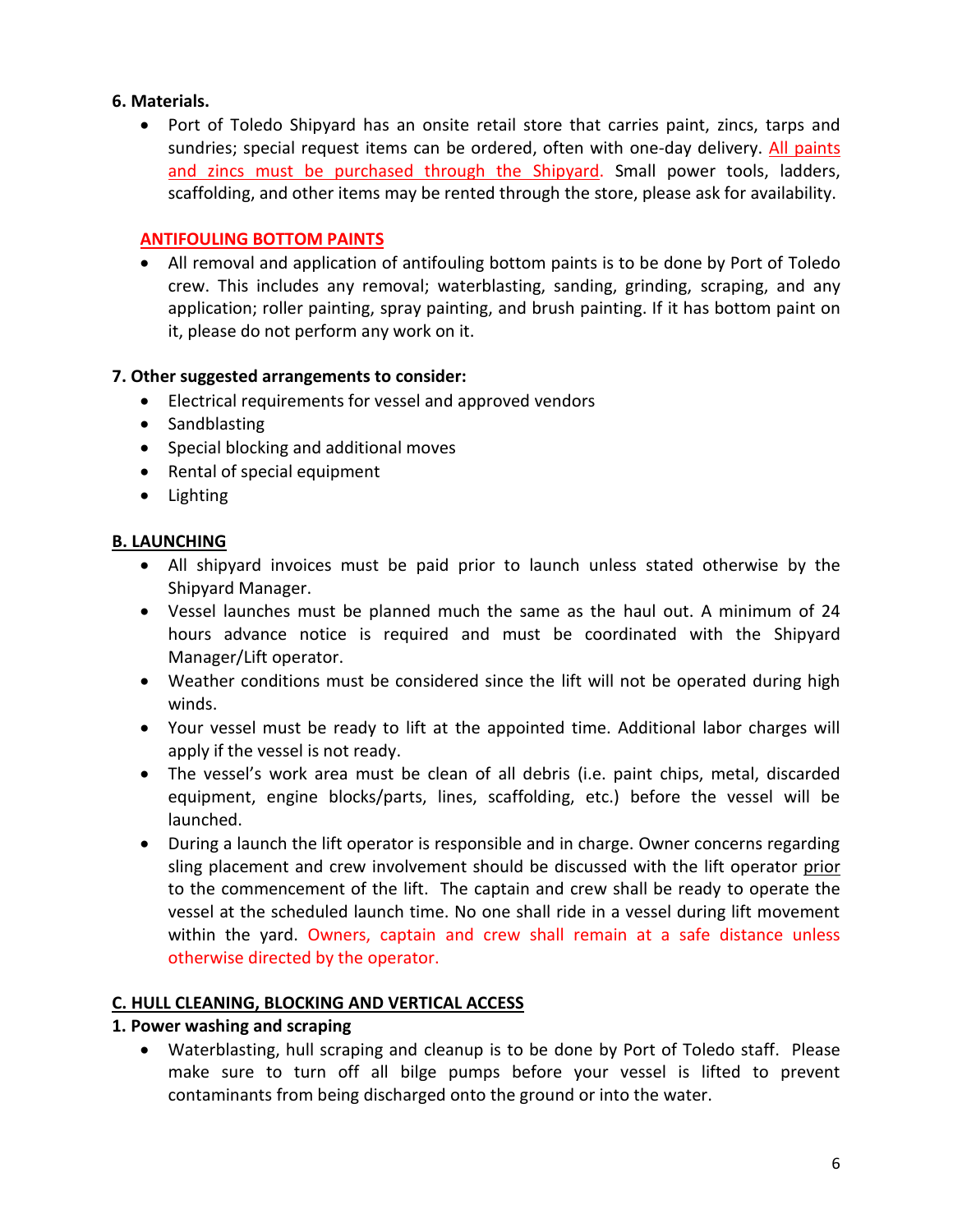### 6. Materials.

- Port of Toledo Shipyard has an onsite retail store that carries paint, zincs, tarps and sundries; special request items can be ordered, often with one-day delivery. All paints and zincs must be purchased through the Shipyard. Small power tools, ladders, scaffolding, and other items may be rented through the store, please ask for availability.

**ANTIFOULING BOTTOM PAINTS**

- All removal and application of antifouling bottom paints is to be done by Port of Toledo crew. This includes any removal; waterblasting, sanding, grinding, scraping, and any application; roller painting, spray painting, and brush painting. If it has bottom paint on it, please do not perform any work on it.

### 7. Other suggested arrangements to consider:

- Electrical requirements for vessel and approved vendors
- Sandblasting
- Special blocking and additional moves
- Rental of special equipment
- Lighting

## B. LAUNCHING

- All shipyard invoices must be paid prior to launch unless stated otherwise by the Shipyard Manager.
- Vessel launches must be planned much the same as the haul out. A minimum of 24 hours advance notice is required and must be coordinated with the Shipyard Manager/Lift operator.
- Weather conditions must be considered since the lift will not be operated during high winds.
- Your vessel must be ready to lift at the appointed time. Additional labor charges will apply if the vessel is not ready.
- The vessel's work area must be clean of all debris (i.e. paint chips, metal, discarded equipment, engine blocks/parts, lines, scaffolding, etc.) before the vessel will be launched.
- During a launch the lift operator is responsible and in charge. Owner concerns regarding sling placement and crew involvement should be discussed with the lift operator prior to the commencement of the lift. The captain and crew shall be ready to operate the vessel at the scheduled launch time. No one shall ride in a vessel during lift movement within the yard. Owners, captain and crew shall remain at a safe distance unless otherwise directed by the operator.

## C. HULL CLEANING, BLOCKING AND VERTICAL ACCESS

### 1. Power washing and scraping

- Waterblasting, hull scraping and cleanup is to be done by Port of Toledo staff. Please make sure to turn off all bilge pumps before your vessel is lifted to prevent contaminants from being discharged onto the ground or into the water.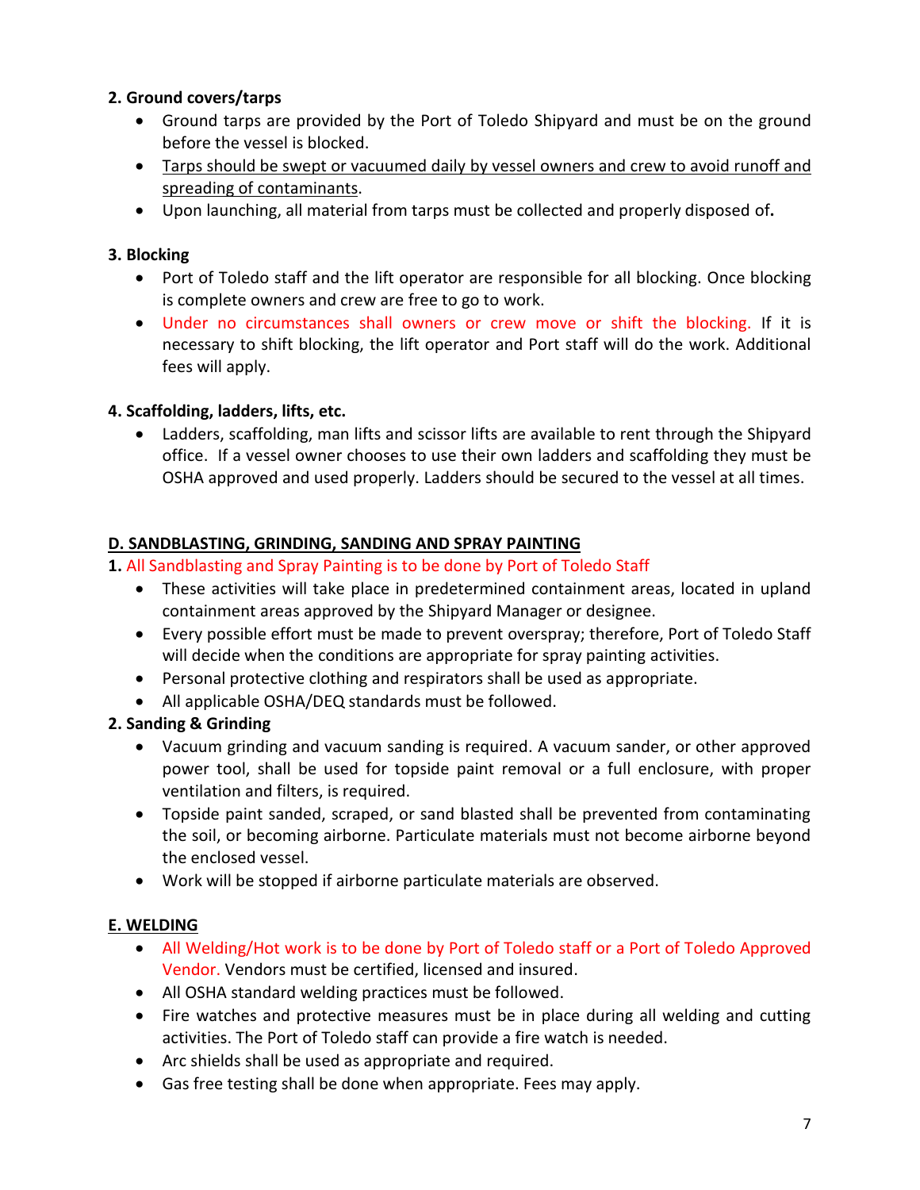**2. Ground covers/tarps**

- Ground tarps are provided by the Port of Toledo Shipyard and must be on the ground before the vessel is blocked.
- <u>Tarps should be swept or vacuumed daily by vessel owners and crew to avoid runoff and spreading of contaminants</u>.
- Upon launching, all material from tarps must be collected and properly disposed of**.**

**3. Blocking**

- Port of Toledo staff and the lift operator are responsible for all blocking. Once blocking is complete owners and crew are free to go to work.
- Under no circumstances shall owners or crew move or shift the blocking. If it is necessary to shift blocking, the lift operator and Port staff will do the work. Additional fees will apply.

**4. Scaffolding, ladders, lifts, etc.**

- Ladders, scaffolding, man lifts and scissor lifts are available to rent through the Shipyard office. If a vessel owner chooses to use their own ladders and scaffolding they must be OSHA approved and used properly. Ladders should be secured to the vessel at all times.

## <u>D. SANDBLASTING, GRINDING, SANDING AND SPRAY PAINTING</u>

**1.** All Sandblasting and Spray Painting is to be done by Port of Toledo Staff

- These activities will take place in predetermined containment areas, located in upland containment areas approved by the Shipyard Manager or designee.
- Every possible effort must be made to prevent overspray; therefore, Port of Toledo Staff will decide when the conditions are appropriate for spray painting activities.
- Personal protective clothing and respirators shall be used as appropriate.
- All applicable OSHA/DEQ standards must be followed.

**2. Sanding & Grinding**

- Vacuum grinding and vacuum sanding is required. A vacuum sander, or other approved power tool, shall be used for topside paint removal or a full enclosure, with proper ventilation and filters, is required.
- Topside paint sanded, scraped, or sand blasted shall be prevented from contaminating the soil, or becoming airborne. Particulate materials must not become airborne beyond the enclosed vessel.
- Work will be stopped if airborne particulate materials are observed.

## <u>E. WELDING</u>

- All Welding/Hot work is to be done by Port of Toledo staff or a Port of Toledo Approved Vendor. Vendors must be certified, licensed and insured.
- All OSHA standard welding practices must be followed.
- Fire watches and protective measures must be in place during all welding and cutting activities. The Port of Toledo staff can provide a fire watch is needed.
- Arc shields shall be used as appropriate and required.
- Gas free testing shall be done when appropriate. Fees may apply.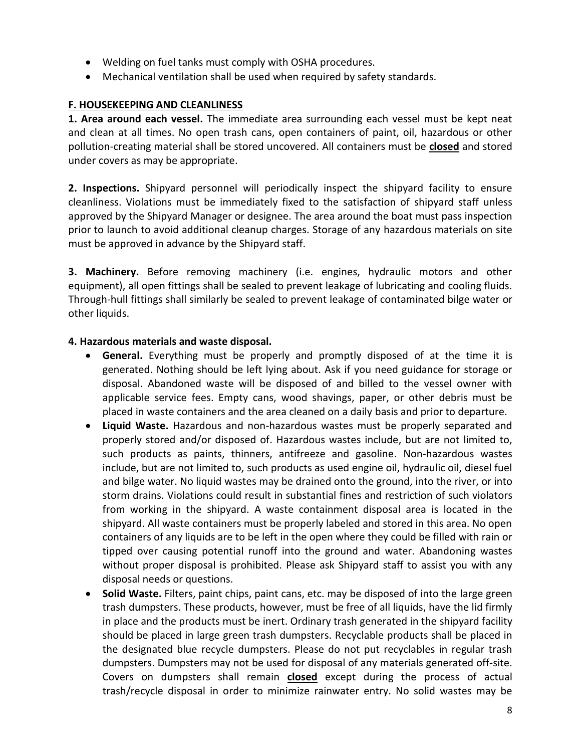- Welding on fuel tanks must comply with OSHA procedures.
- Mechanical ventilation shall be used when required by safety standards.

## F. HOUSEKEEPING AND CLEANLINESS

**1. Area around each vessel.** The immediate area surrounding each vessel must be kept neat and clean at all times. No open trash cans, open containers of paint, oil, hazardous or other pollution-creating material shall be stored uncovered. All containers must be **closed** and stored under covers as may be appropriate.

**2. Inspections.** Shipyard personnel will periodically inspect the shipyard facility to ensure cleanliness. Violations must be immediately fixed to the satisfaction of shipyard staff unless approved by the Shipyard Manager or designee. The area around the boat must pass inspection prior to launch to avoid additional cleanup charges. Storage of any hazardous materials on site must be approved in advance by the Shipyard staff.

**3. Machinery.** Before removing machinery (i.e. engines, hydraulic motors and other equipment), all open fittings shall be sealed to prevent leakage of lubricating and cooling fluids. Through-hull fittings shall similarly be sealed to prevent leakage of contaminated bilge water or other liquids.

**4. Hazardous materials and waste disposal.**

- **General.** Everything must be properly and promptly disposed of at the time it is generated. Nothing should be left lying about. Ask if you need guidance for storage or disposal. Abandoned waste will be disposed of and billed to the vessel owner with applicable service fees. Empty cans, wood shavings, paper, or other debris must be placed in waste containers and the area cleaned on a daily basis and prior to departure.
- **Liquid Waste.** Hazardous and non-hazardous wastes must be properly separated and properly stored and/or disposed of. Hazardous wastes include, but are not limited to, such products as paints, thinners, antifreeze and gasoline. Non-hazardous wastes include, but are not limited to, such products as used engine oil, hydraulic oil, diesel fuel and bilge water. No liquid wastes may be drained onto the ground, into the river, or into storm drains. Violations could result in substantial fines and restriction of such violators from working in the shipyard. A waste containment disposal area is located in the shipyard. All waste containers must be properly labeled and stored in this area. No open containers of any liquids are to be left in the open where they could be filled with rain or tipped over causing potential runoff into the ground and water. Abandoning wastes without proper disposal is prohibited. Please ask Shipyard staff to assist you with any disposal needs or questions.
- **Solid Waste.** Filters, paint chips, paint cans, etc. may be disposed of into the large green trash dumpsters. These products, however, must be free of all liquids, have the lid firmly in place and the products must be inert. Ordinary trash generated in the shipyard facility should be placed in large green trash dumpsters. Recyclable products shall be placed in the designated blue recycle dumpsters. Please do not put recyclables in regular trash dumpsters. Dumpsters may not be used for disposal of any materials generated off-site. Covers on dumpsters shall remain **closed** except during the process of actual trash/recycle disposal in order to minimize rainwater entry. No solid wastes may be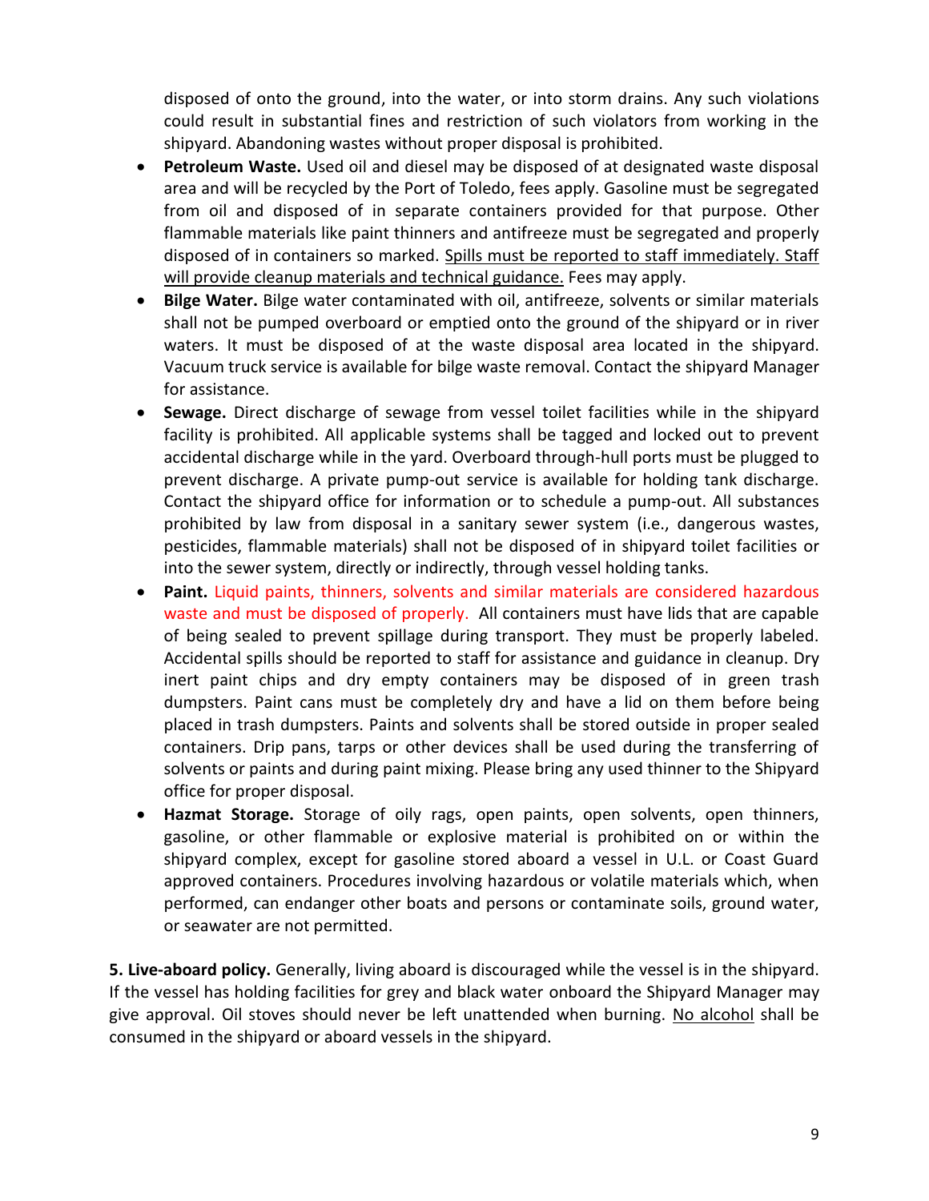disposed of onto the ground, into the water, or into storm drains. Any such violations could result in substantial fines and restriction of such violators from working in the shipyard. Abandoning wastes without proper disposal is prohibited.

- **Petroleum Waste.** Used oil and diesel may be disposed of at designated waste disposal area and will be recycled by the Port of Toledo, fees apply. Gasoline must be segregated from oil and disposed of in separate containers provided for that purpose. Other flammable materials like paint thinners and antifreeze must be segregated and properly disposed of in containers so marked. Spills must be reported to staff immediately. Staff will provide cleanup materials and technical guidance. Fees may apply.
- **Bilge Water.** Bilge water contaminated with oil, antifreeze, solvents or similar materials shall not be pumped overboard or emptied onto the ground of the shipyard or in river waters. It must be disposed of at the waste disposal area located in the shipyard. Vacuum truck service is available for bilge waste removal. Contact the shipyard Manager for assistance.
- **Sewage.** Direct discharge of sewage from vessel toilet facilities while in the shipyard facility is prohibited. All applicable systems shall be tagged and locked out to prevent accidental discharge while in the yard. Overboard through-hull ports must be plugged to prevent discharge. A private pump-out service is available for holding tank discharge. Contact the shipyard office for information or to schedule a pump-out. All substances prohibited by law from disposal in a sanitary sewer system (i.e., dangerous wastes, pesticides, flammable materials) shall not be disposed of in shipyard toilet facilities or into the sewer system, directly or indirectly, through vessel holding tanks.
- **Paint.** Liquid paints, thinners, solvents and similar materials are considered hazardous waste and must be disposed of properly. All containers must have lids that are capable of being sealed to prevent spillage during transport. They must be properly labeled. Accidental spills should be reported to staff for assistance and guidance in cleanup. Dry inert paint chips and dry empty containers may be disposed of in green trash dumpsters. Paint cans must be completely dry and have a lid on them before being placed in trash dumpsters. Paints and solvents shall be stored outside in proper sealed containers. Drip pans, tarps or other devices shall be used during the transferring of solvents or paints and during paint mixing. Please bring any used thinner to the Shipyard office for proper disposal.
- **Hazmat Storage.** Storage of oily rags, open paints, open solvents, open thinners, gasoline, or other flammable or explosive material is prohibited on or within the shipyard complex, except for gasoline stored aboard a vessel in U.L. or Coast Guard approved containers. Procedures involving hazardous or volatile materials which, when performed, can endanger other boats and persons or contaminate soils, ground water, or seawater are not permitted.

**5. Live-aboard policy.** Generally, living aboard is discouraged while the vessel is in the shipyard. If the vessel has holding facilities for grey and black water onboard the Shipyard Manager may give approval. Oil stoves should never be left unattended when burning. No alcohol shall be consumed in the shipyard or aboard vessels in the shipyard.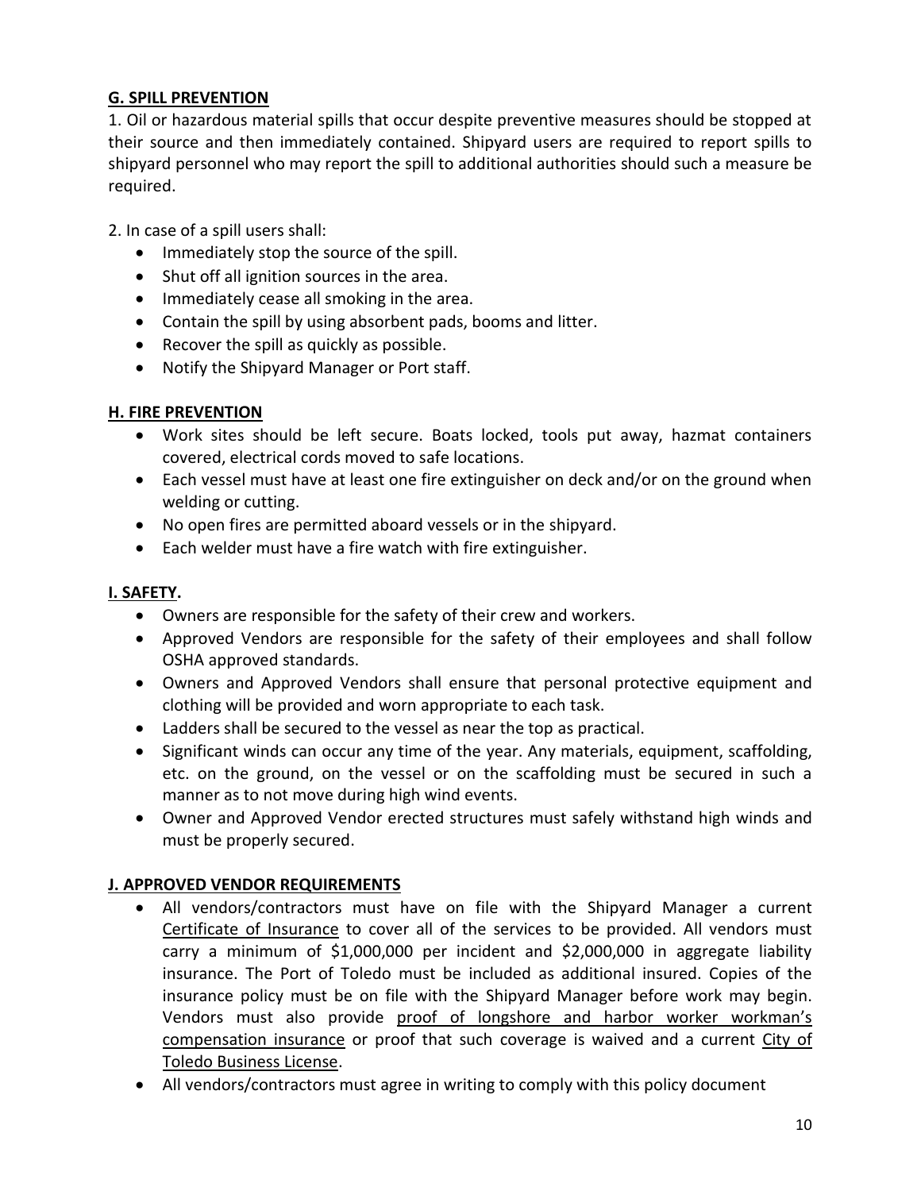## G. SPILL PREVENTION

1. Oil or hazardous material spills that occur despite preventive measures should be stopped at their source and then immediately contained. Shipyard users are required to report spills to shipyard personnel who may report the spill to additional authorities should such a measure be required.

2. In case of a spill users shall:
   - Immediately stop the source of the spill.
   - Shut off all ignition sources in the area.
   - Immediately cease all smoking in the area.
   - Contain the spill by using absorbent pads, booms and litter.
   - Recover the spill as quickly as possible.
   - Notify the Shipyard Manager or Port staff.

## H. FIRE PREVENTION

- Work sites should be left secure. Boats locked, tools put away, hazmat containers covered, electrical cords moved to safe locations.
- Each vessel must have at least one fire extinguisher on deck and/or on the ground when welding or cutting.
- No open fires are permitted aboard vessels or in the shipyard.
- Each welder must have a fire watch with fire extinguisher.

## I. SAFETY.

- Owners are responsible for the safety of their crew and workers.
- Approved Vendors are responsible for the safety of their employees and shall follow OSHA approved standards.
- Owners and Approved Vendors shall ensure that personal protective equipment and clothing will be provided and worn appropriate to each task.
- Ladders shall be secured to the vessel as near the top as practical.
- Significant winds can occur any time of the year. Any materials, equipment, scaffolding, etc. on the ground, on the vessel or on the scaffolding must be secured in such a manner as to not move during high wind events.
- Owner and Approved Vendor erected structures must safely withstand high winds and must be properly secured.

## J. APPROVED VENDOR REQUIREMENTS

- All vendors/contractors must have on file with the Shipyard Manager a current Certificate of Insurance to cover all of the services to be provided. All vendors must carry a minimum of $1,000,000 per incident and $2,000,000 in aggregate liability insurance. The Port of Toledo must be included as additional insured. Copies of the insurance policy must be on file with the Shipyard Manager before work may begin. Vendors must also provide proof of longshore and harbor worker workman's compensation insurance or proof that such coverage is waived and a current City of Toledo Business License.
- All vendors/contractors must agree in writing to comply with this policy document